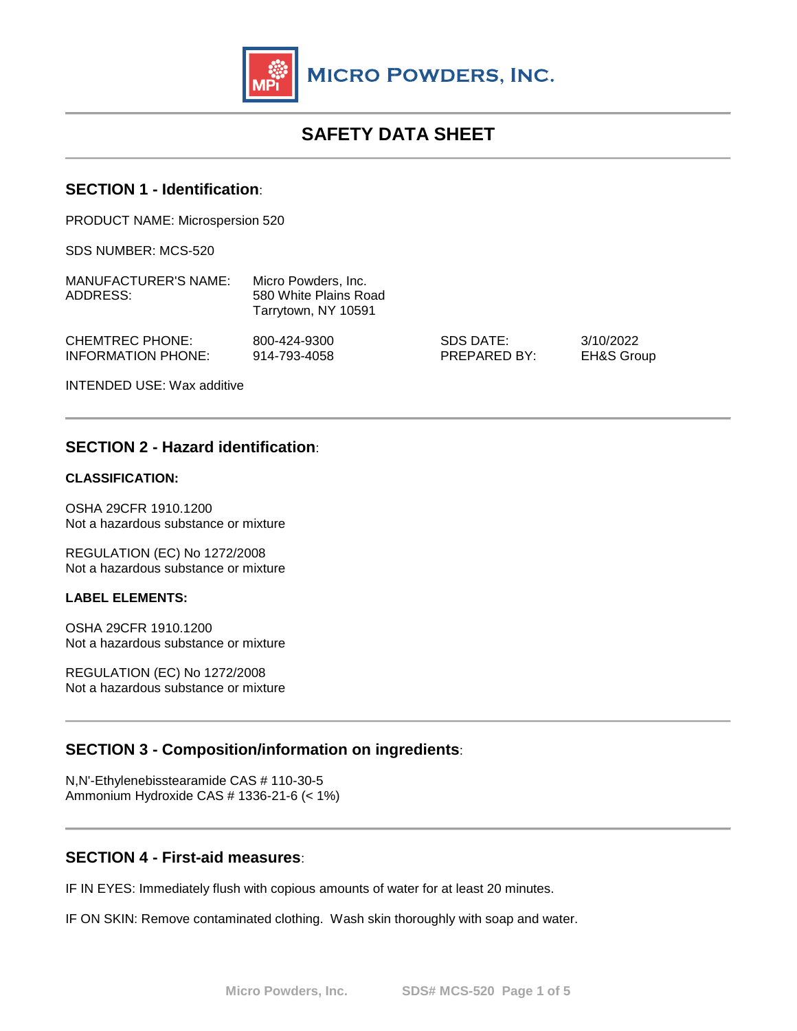MICRO POWDERS, INC.

# SAFETY DATA SHEET

## SECTION 1 - Identification:

PRODUCT NAME: Microspersion 520

SDS NUMBER: MCS-520

| | |
|---|---|
| MANUFACTURER'S NAME: | Micro Powders, Inc. |
| ADDRESS: | 580 White Plains Road<br>Tarrytown, NY 10591 |

| | | | |
|---|---|---|---|
| CHEMTREC PHONE: | 800-424-9300 | SDS DATE: | 3/10/2022 |
| INFORMATION PHONE: | 914-793-4058 | PREPARED BY: | EH&S Group |

INTENDED USE: Wax additive

## SECTION 2 - Hazard identification:

**CLASSIFICATION:**

OSHA 29CFR 1910.1200
Not a hazardous substance or mixture

REGULATION (EC) No 1272/2008
Not a hazardous substance or mixture

**LABEL ELEMENTS:**

OSHA 29CFR 1910.1200
Not a hazardous substance or mixture

REGULATION (EC) No 1272/2008
Not a hazardous substance or mixture

## SECTION 3 - Composition/information on ingredients:

N,N'-Ethylenebisstearamide CAS # 110-30-5
Ammonium Hydroxide CAS # 1336-21-6 (< 1%)

## SECTION 4 - First-aid measures:

IF IN EYES: Immediately flush with copious amounts of water for at least 20 minutes.

IF ON SKIN: Remove contaminated clothing. Wash skin thoroughly with soap and water.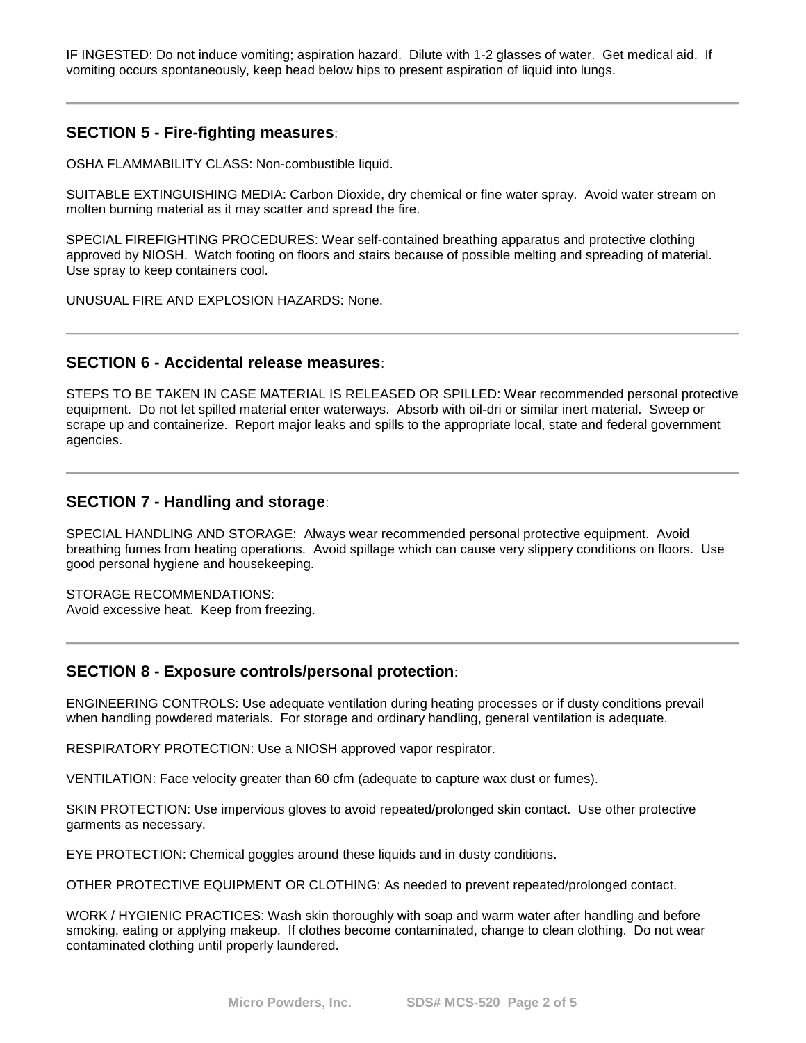IF INGESTED: Do not induce vomiting; aspiration hazard. Dilute with 1-2 glasses of water. Get medical aid. If vomiting occurs spontaneously, keep head below hips to present aspiration of liquid into lungs.

---

## SECTION 5 - Fire-fighting measures:

OSHA FLAMMABILITY CLASS: Non-combustible liquid.

SUITABLE EXTINGUISHING MEDIA: Carbon Dioxide, dry chemical or fine water spray. Avoid water stream on molten burning material as it may scatter and spread the fire.

SPECIAL FIREFIGHTING PROCEDURES: Wear self-contained breathing apparatus and protective clothing approved by NIOSH. Watch footing on floors and stairs because of possible melting and spreading of material. Use spray to keep containers cool.

UNUSUAL FIRE AND EXPLOSION HAZARDS: None.

---

## SECTION 6 - Accidental release measures:

STEPS TO BE TAKEN IN CASE MATERIAL IS RELEASED OR SPILLED: Wear recommended personal protective equipment. Do not let spilled material enter waterways. Absorb with oil-dri or similar inert material. Sweep or scrape up and containerize. Report major leaks and spills to the appropriate local, state and federal government agencies.

---

## SECTION 7 - Handling and storage:

SPECIAL HANDLING AND STORAGE: Always wear recommended personal protective equipment. Avoid breathing fumes from heating operations. Avoid spillage which can cause very slippery conditions on floors. Use good personal hygiene and housekeeping.

STORAGE RECOMMENDATIONS:
Avoid excessive heat. Keep from freezing.

---

## SECTION 8 - Exposure controls/personal protection:

ENGINEERING CONTROLS: Use adequate ventilation during heating processes or if dusty conditions prevail when handling powdered materials. For storage and ordinary handling, general ventilation is adequate.

RESPIRATORY PROTECTION: Use a NIOSH approved vapor respirator.

VENTILATION: Face velocity greater than 60 cfm (adequate to capture wax dust or fumes).

SKIN PROTECTION: Use impervious gloves to avoid repeated/prolonged skin contact. Use other protective garments as necessary.

EYE PROTECTION: Chemical goggles around these liquids and in dusty conditions.

OTHER PROTECTIVE EQUIPMENT OR CLOTHING: As needed to prevent repeated/prolonged contact.

WORK / HYGIENIC PRACTICES: Wash skin thoroughly with soap and warm water after handling and before smoking, eating or applying makeup. If clothes become contaminated, change to clean clothing. Do not wear contaminated clothing until properly laundered.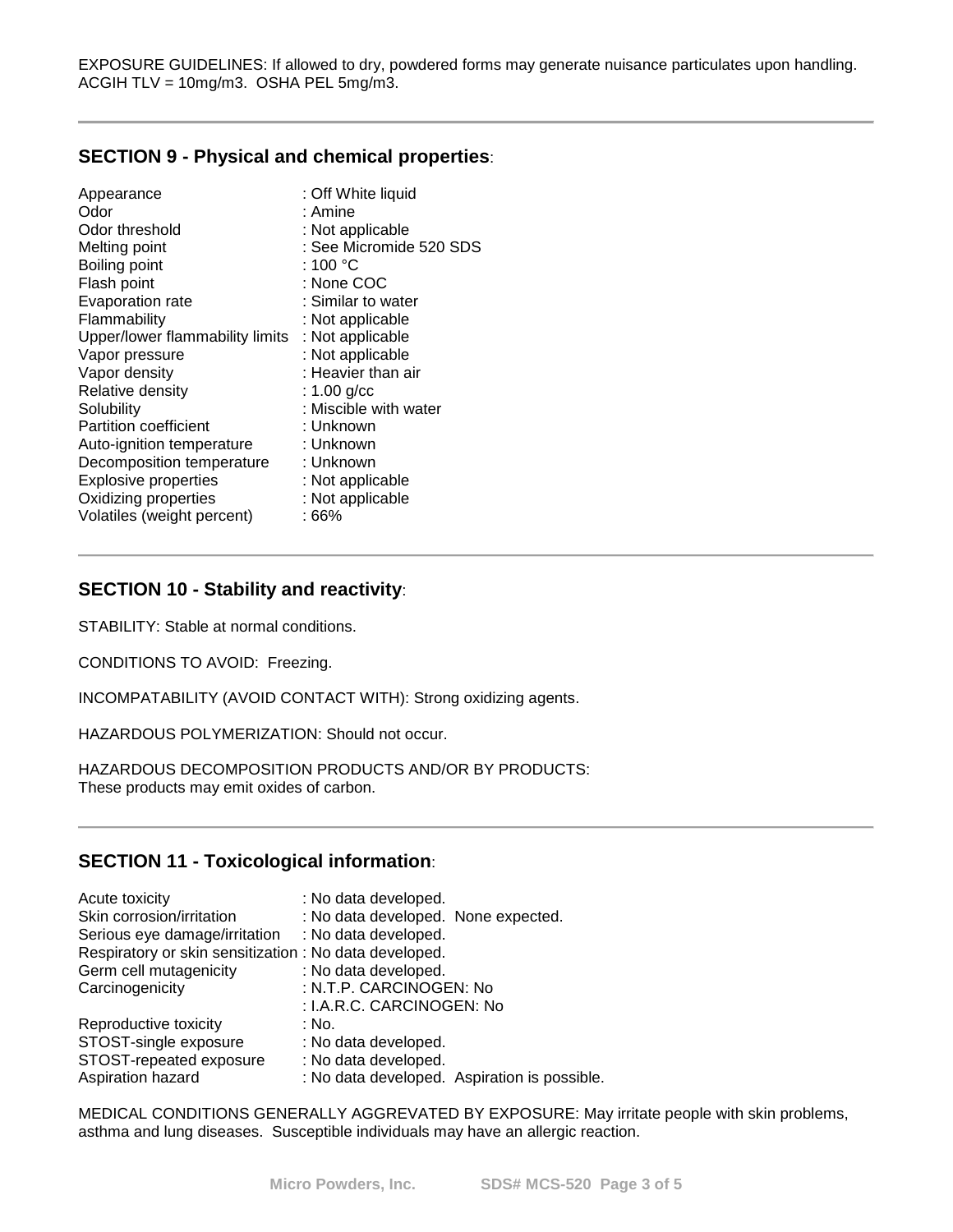EXPOSURE GUIDELINES: If allowed to dry, powdered forms may generate nuisance particulates upon handling. ACGIH TLV = 10mg/m3. OSHA PEL 5mg/m3.

## SECTION 9 - Physical and chemical properties:

| | |
|---|---|
| Appearance | : Off White liquid |
| Odor | : Amine |
| Odor threshold | : Not applicable |
| Melting point | : See Micromide 520 SDS |
| Boiling point | : 100 °C |
| Flash point | : None COC |
| Evaporation rate | : Similar to water |
| Flammability | : Not applicable |
| Upper/lower flammability limits | : Not applicable |
| Vapor pressure | : Not applicable |
| Vapor density | : Heavier than air |
| Relative density | : 1.00 g/cc |
| Solubility | : Miscible with water |
| Partition coefficient | : Unknown |
| Auto-ignition temperature | : Unknown |
| Decomposition temperature | : Unknown |
| Explosive properties | : Not applicable |
| Oxidizing properties | : Not applicable |
| Volatiles (weight percent) | : 66% |

## SECTION 10 - Stability and reactivity:

STABILITY: Stable at normal conditions.

CONDITIONS TO AVOID: Freezing.

INCOMPATABILITY (AVOID CONTACT WITH): Strong oxidizing agents.

HAZARDOUS POLYMERIZATION: Should not occur.

HAZARDOUS DECOMPOSITION PRODUCTS AND/OR BY PRODUCTS:
These products may emit oxides of carbon.

## SECTION 11 - Toxicological information:

| | |
|---|---|
| Acute toxicity | : No data developed. |
| Skin corrosion/irritation | : No data developed. None expected. |
| Serious eye damage/irritation | : No data developed. |
| Respiratory or skin sensitization | : No data developed. |
| Germ cell mutagenicity | : No data developed. |
| Carcinogenicity | : N.T.P. CARCINOGEN: No |
| | : I.A.R.C. CARCINOGEN: No |
| Reproductive toxicity | : No. |
| STOST-single exposure | : No data developed. |
| STOST-repeated exposure | : No data developed. |
| Aspiration hazard | : No data developed. Aspiration is possible. |

MEDICAL CONDITIONS GENERALLY AGGREVATED BY EXPOSURE: May irritate people with skin problems, asthma and lung diseases. Susceptible individuals may have an allergic reaction.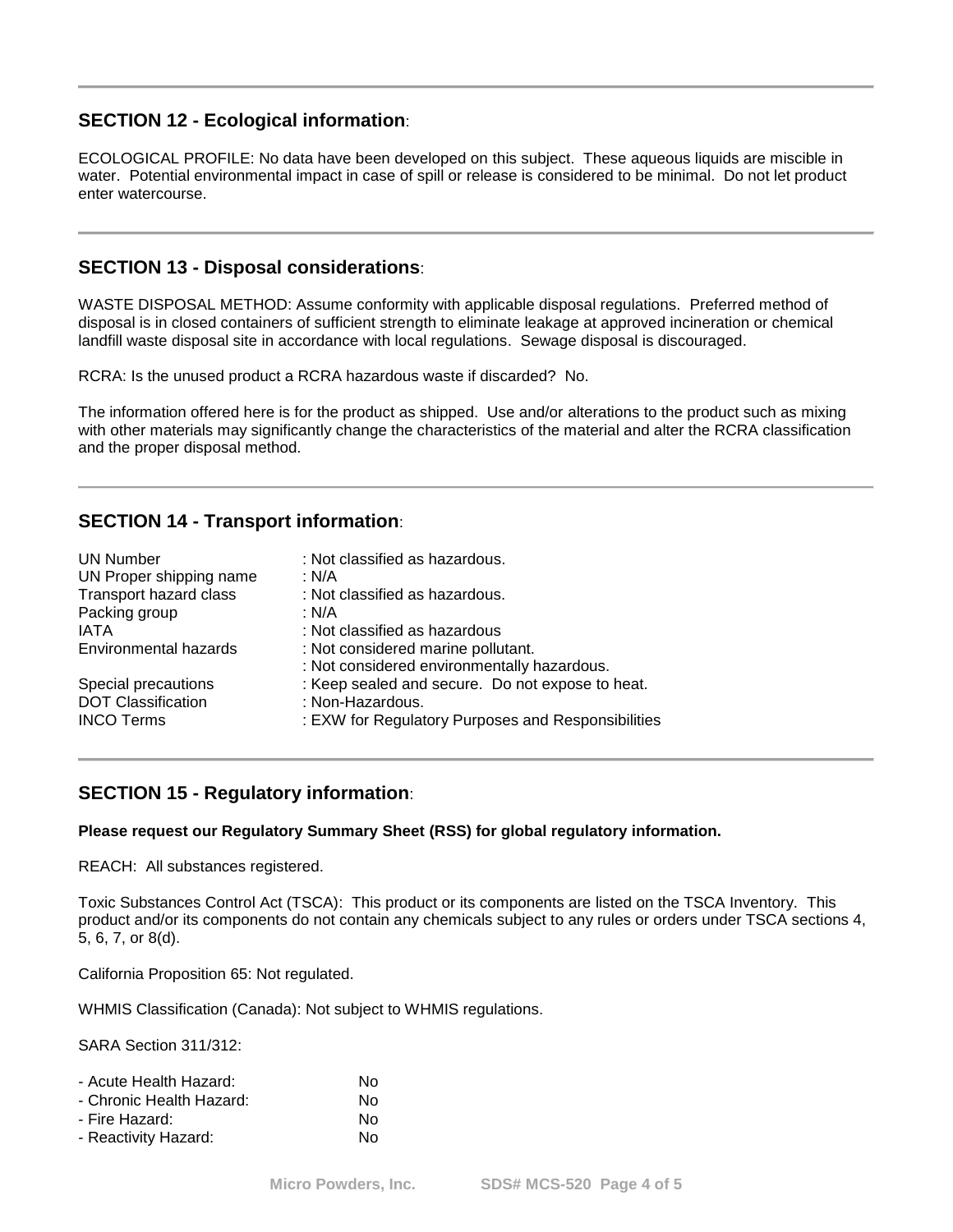## SECTION 12 - Ecological information:

ECOLOGICAL PROFILE: No data have been developed on this subject. These aqueous liquids are miscible in water. Potential environmental impact in case of spill or release is considered to be minimal. Do not let product enter watercourse.

## SECTION 13 - Disposal considerations:

WASTE DISPOSAL METHOD: Assume conformity with applicable disposal regulations. Preferred method of disposal is in closed containers of sufficient strength to eliminate leakage at approved incineration or chemical landfill waste disposal site in accordance with local regulations. Sewage disposal is discouraged.

RCRA: Is the unused product a RCRA hazardous waste if discarded? No.

The information offered here is for the product as shipped. Use and/or alterations to the product such as mixing with other materials may significantly change the characteristics of the material and alter the RCRA classification and the proper disposal method.

## SECTION 14 - Transport information:

| | |
|---|---|
| UN Number | : Not classified as hazardous. |
| UN Proper shipping name | : N/A |
| Transport hazard class | : Not classified as hazardous. |
| Packing group | : N/A |
| IATA | : Not classified as hazardous |
| Environmental hazards | : Not considered marine pollutant. |
| | : Not considered environmentally hazardous. |
| Special precautions | : Keep sealed and secure. Do not expose to heat. |
| DOT Classification | : Non-Hazardous. |
| INCO Terms | : EXW for Regulatory Purposes and Responsibilities |

## SECTION 15 - Regulatory information:

**Please request our Regulatory Summary Sheet (RSS) for global regulatory information.**

REACH: All substances registered.

Toxic Substances Control Act (TSCA): This product or its components are listed on the TSCA Inventory. This product and/or its components do not contain any chemicals subject to any rules or orders under TSCA sections 4, 5, 6, 7, or 8(d).

California Proposition 65: Not regulated.

WHMIS Classification (Canada): Not subject to WHMIS regulations.

SARA Section 311/312:

| | |
|---|---|
| - Acute Health Hazard: | No |
| - Chronic Health Hazard: | No |
| - Fire Hazard: | No |
| - Reactivity Hazard: | No |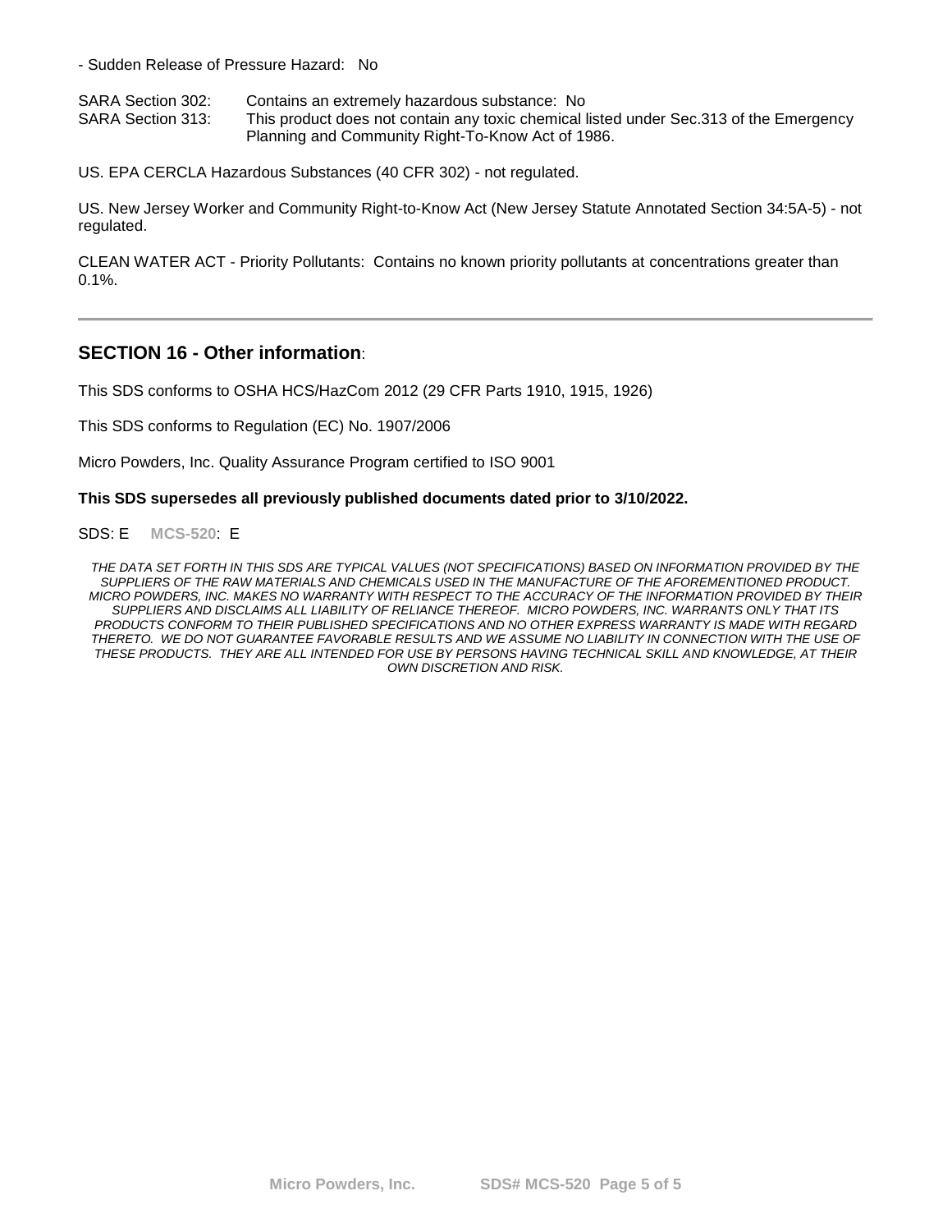- Sudden Release of Pressure Hazard: No

SARA Section 302: Contains an extremely hazardous substance: No
SARA Section 313: This product does not contain any toxic chemical listed under Sec.313 of the Emergency Planning and Community Right-To-Know Act of 1986.

US. EPA CERCLA Hazardous Substances (40 CFR 302) - not regulated.

US. New Jersey Worker and Community Right-to-Know Act (New Jersey Statute Annotated Section 34:5A-5) - not regulated.

CLEAN WATER ACT - Priority Pollutants: Contains no known priority pollutants at concentrations greater than 0.1%.

---

## SECTION 16 - Other information:

This SDS conforms to OSHA HCS/HazCom 2012 (29 CFR Parts 1910, 1915, 1926)

This SDS conforms to Regulation (EC) No. 1907/2006

Micro Powders, Inc. Quality Assurance Program certified to ISO 9001

**This SDS supersedes all previously published documents dated prior to 3/10/2022.**

SDS: E **MCS-520**: E

*THE DATA SET FORTH IN THIS SDS ARE TYPICAL VALUES (NOT SPECIFICATIONS) BASED ON INFORMATION PROVIDED BY THE SUPPLIERS OF THE RAW MATERIALS AND CHEMICALS USED IN THE MANUFACTURE OF THE AFOREMENTIONED PRODUCT. MICRO POWDERS, INC. MAKES NO WARRANTY WITH RESPECT TO THE ACCURACY OF THE INFORMATION PROVIDED BY THEIR SUPPLIERS AND DISCLAIMS ALL LIABILITY OF RELIANCE THEREOF. MICRO POWDERS, INC. WARRANTS ONLY THAT ITS PRODUCTS CONFORM TO THEIR PUBLISHED SPECIFICATIONS AND NO OTHER EXPRESS WARRANTY IS MADE WITH REGARD THERETO. WE DO NOT GUARANTEE FAVORABLE RESULTS AND WE ASSUME NO LIABILITY IN CONNECTION WITH THE USE OF THESE PRODUCTS. THEY ARE ALL INTENDED FOR USE BY PERSONS HAVING TECHNICAL SKILL AND KNOWLEDGE, AT THEIR OWN DISCRETION AND RISK.*